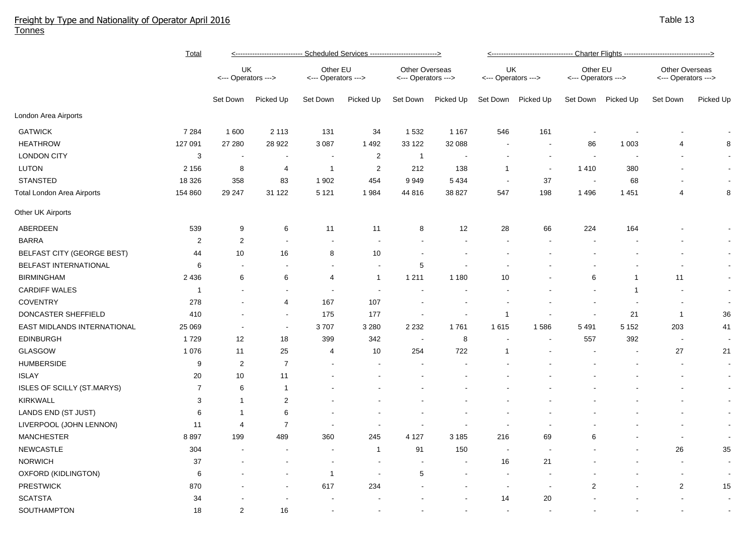# Freight by Type and Nationality of Operator April 2016

Tonnes

Table 13

| | Total | Scheduled Services | | | | | | Charter Flights | | | | | |
|---|---|---|---|---|---|---|---|---|---|---|---|---|---|
| | | UK <--- Operators ---> | | Other EU <--- Operators ---> | | Other Overseas <--- Operators ---> | | UK <--- Operators ---> | | Other EU <--- Operators ---> | | Other Overseas <--- Operators ---> | |
| | | Set Down | Picked Up | Set Down | Picked Up | Set Down | Picked Up | Set Down | Picked Up | Set Down | Picked Up | Set Down | Picked Up |
| **London Area Airports** | | | | | | | | | | | | | |
| GATWICK | 7 284 | 1 600 | 2 113 | 131 | 34 | 1 532 | 1 167 | 546 | 161 | - | - | - | - |
| HEATHROW | 127 091 | 27 280 | 28 922 | 3 087 | 1 492 | 33 122 | 32 088 | - | - | 86 | 1 003 | 4 | 8 |
| LONDON CITY | 3 | - | - | - | 2 | 1 | - | - | - | - | - | - | - |
| LUTON | 2 156 | 8 | 4 | 1 | 2 | 212 | 138 | 1 | - | 1 410 | 380 | - | - |
| STANSTED | 18 326 | 358 | 83 | 1 902 | 454 | 9 949 | 5 434 | - | 37 | - | 68 | - | - |
| Total London Area Airports | 154 860 | 29 247 | 31 122 | 5 121 | 1 984 | 44 816 | 38 827 | 547 | 198 | 1 496 | 1 451 | 4 | 8 |
| **Other UK Airports** | | | | | | | | | | | | | |
| ABERDEEN | 539 | 9 | 6 | 11 | 11 | 8 | 12 | 28 | 66 | 224 | 164 | - | - |
| BARRA | 2 | 2 | - | - | - | - | - | - | - | - | - | - | - |
| BELFAST CITY (GEORGE BEST) | 44 | 10 | 16 | 8 | 10 | - | - | - | - | - | - | - | - |
| BELFAST INTERNATIONAL | 6 | - | - | - | - | 5 | - | - | - | - | - | - | - |
| BIRMINGHAM | 2 436 | 6 | 6 | 4 | 1 | 1 211 | 1 180 | 10 | - | 6 | 1 | 11 | - |
| CARDIFF WALES | 1 | - | - | - | - | - | - | - | - | - | 1 | - | - |
| COVENTRY | 278 | - | 4 | 167 | 107 | - | - | - | - | - | - | - | - |
| DONCASTER SHEFFIELD | 410 | - | - | 175 | 177 | - | - | 1 | - | - | 21 | 1 | 36 |
| EAST MIDLANDS INTERNATIONAL | 25 069 | - | - | 3 707 | 3 280 | 2 232 | 1 761 | 1 615 | 1 586 | 5 491 | 5 152 | 203 | 41 |
| EDINBURGH | 1 729 | 12 | 18 | 399 | 342 | - | 8 | - | - | 557 | 392 | - | - |
| GLASGOW | 1 076 | 11 | 25 | 4 | 10 | 254 | 722 | 1 | - | - | - | 27 | 21 |
| HUMBERSIDE | 9 | 2 | 7 | - | - | - | - | - | - | - | - | - | - |
| ISLAY | 20 | 10 | 11 | - | - | - | - | - | - | - | - | - | - |
| ISLES OF SCILLY (ST.MARYS) | 7 | 6 | 1 | - | - | - | - | - | - | - | - | - | - |
| KIRKWALL | 3 | 1 | 2 | - | - | - | - | - | - | - | - | - | - |
| LANDS END (ST JUST) | 6 | 1 | 6 | - | - | - | - | - | - | - | - | - | - |
| LIVERPOOL (JOHN LENNON) | 11 | 4 | 7 | - | - | - | - | - | - | - | - | - | - |
| MANCHESTER | 8 897 | 199 | 489 | 360 | 245 | 4 127 | 3 185 | 216 | 69 | 6 | - | - | - |
| NEWCASTLE | 304 | - | - | - | 1 | 91 | 150 | - | - | - | - | 26 | 35 |
| NORWICH | 37 | - | - | - | - | - | - | 16 | 21 | - | - | - | - |
| OXFORD (KIDLINGTON) | 6 | - | - | 1 | - | 5 | - | - | - | - | - | - | - |
| PRESTWICK | 870 | - | - | 617 | 234 | - | - | - | - | 2 | - | 2 | 15 |
| SCATSTA | 34 | - | - | - | - | - | - | 14 | 20 | - | - | - | - |
| SOUTHAMPTON | 18 | 2 | 16 | - | - | - | - | - | - | - | - | - | - |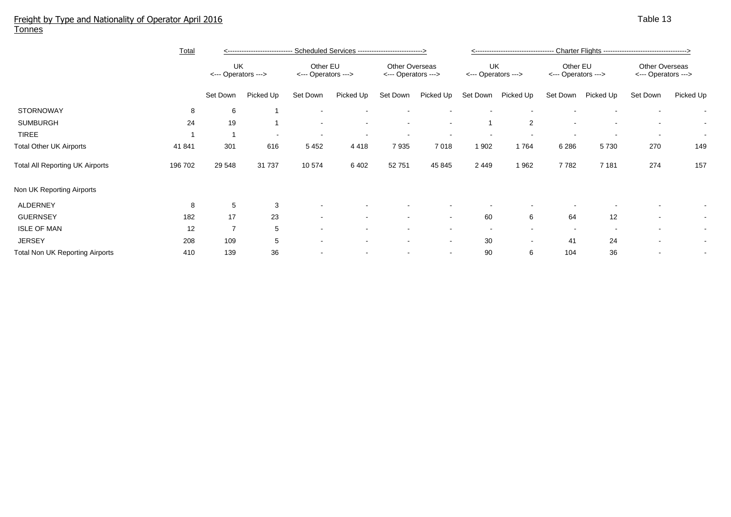# Freight by Type and Nationality of Operator April 2016

Tonnes

Table 13

| | Total | Scheduled Services | | | | | | Charter Flights | | | | | |
|---|---|---|---|---|---|---|---|---|---|---|---|---|---|
| | | UK Operators | | Other EU Operators | | Other Overseas Operators | | UK Operators | | Other EU Operators | | Other Overseas Operators | |
| | | Set Down | Picked Up | Set Down | Picked Up | Set Down | Picked Up | Set Down | Picked Up | Set Down | Picked Up | Set Down | Picked Up |
| STORNOWAY | 8 | 6 | 1 | - | - | - | - | - | - | - | - | - | - |
| SUMBURGH | 24 | 19 | 1 | - | - | - | - | 1 | 2 | - | - | - | - |
| TIREE | 1 | 1 | - | - | - | - | - | - | - | - | - | - | - |
| Total Other UK Airports | 41 841 | 301 | 616 | 5 452 | 4 418 | 7 935 | 7 018 | 1 902 | 1 764 | 6 286 | 5 730 | 270 | 149 |
| Total All Reporting UK Airports | 196 702 | 29 548 | 31 737 | 10 574 | 6 402 | 52 751 | 45 845 | 2 449 | 1 962 | 7 782 | 7 181 | 274 | 157 |
| Non UK Reporting Airports | | | | | | | | | | | | | |
| ALDERNEY | 8 | 5 | 3 | - | - | - | - | - | - | - | - | - | - |
| GUERNSEY | 182 | 17 | 23 | - | - | - | - | 60 | 6 | 64 | 12 | - | - |
| ISLE OF MAN | 12 | 7 | 5 | - | - | - | - | - | - | - | - | - | - |
| JERSEY | 208 | 109 | 5 | - | - | - | - | 30 | - | 41 | 24 | - | - |
| Total Non UK Reporting Airports | 410 | 139 | 36 | - | - | - | - | 90 | 6 | 104 | 36 | - | - |